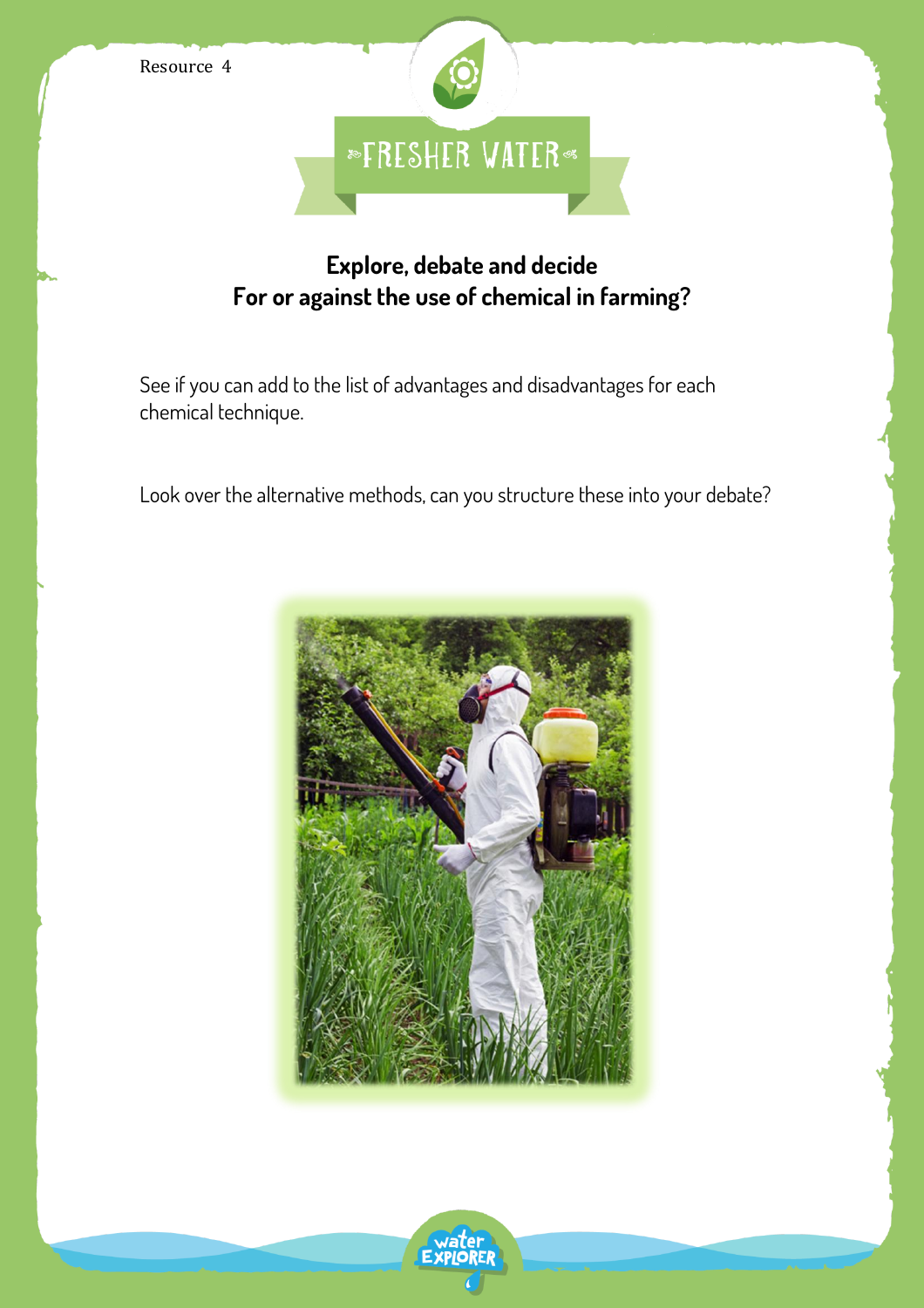Resource 4

# FRESHER WATER

## Explore, debate and decide
## For or against the use of chemical in farming?

See if you can add to the list of advantages and disadvantages for each chemical technique.

Look over the alternative methods, can you structure these into your debate?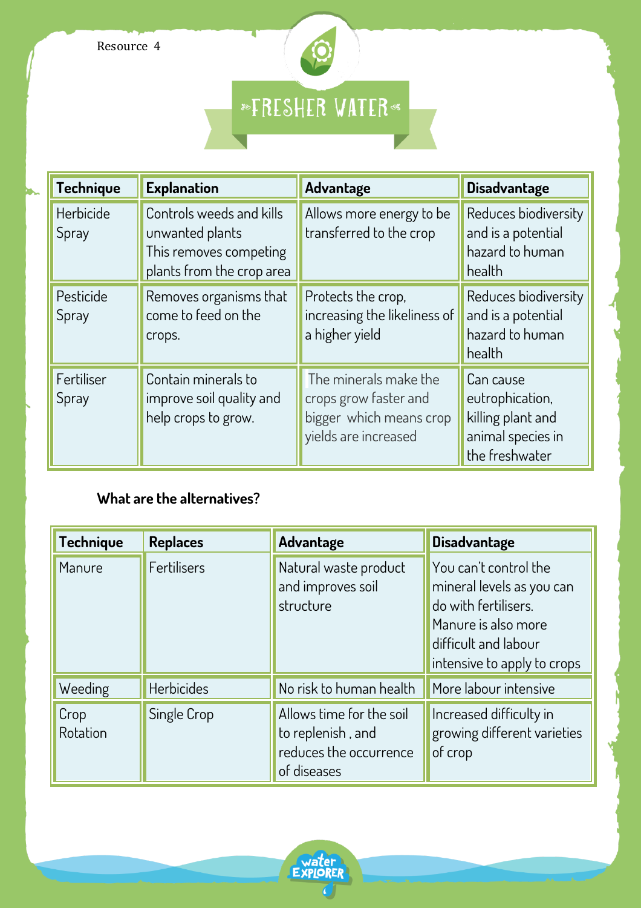Resource 4

# FRESHER WATER

| Technique | Explanation | Advantage | Disadvantage |
| --- | --- | --- | --- |
| Herbicide Spray | Controls weeds and kills unwanted plants This removes competing plants from the crop area | Allows more energy to be transferred to the crop | Reduces biodiversity and is a potential hazard to human health |
| Pesticide Spray | Removes organisms that come to feed on the crops. | Protects the crop, increasing the likeliness of a higher yield | Reduces biodiversity and is a potential hazard to human health |
| Fertiliser Spray | Contain minerals to improve soil quality and help crops to grow. | The minerals make the crops grow faster and bigger which means crop yields are increased | Can cause eutrophication, killing plant and animal species in the freshwater |

**What are the alternatives?**

| Technique | Replaces | Advantage | Disadvantage |
| --- | --- | --- | --- |
| Manure | Fertilisers | Natural waste product and improves soil structure | You can't control the mineral levels as you can do with fertilisers. Manure is also more difficult and labour intensive to apply to crops |
| Weeding | Herbicides | No risk to human health | More labour intensive |
| Crop Rotation | Single Crop | Allows time for the soil to replenish , and reduces the occurrence of diseases | Increased difficulty in growing different varieties of crop |